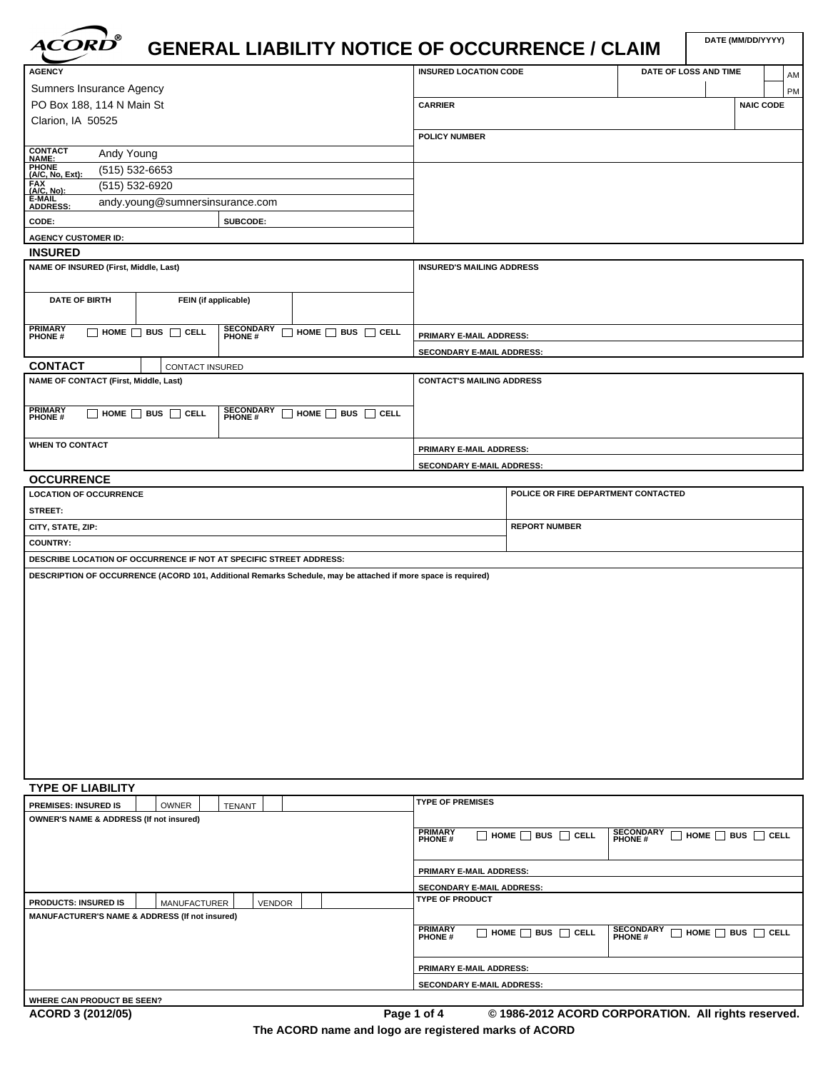# ACORD® GENERAL LIABILITY NOTICE OF OCCURRENCE / CLAIM

DATE (MM/DD/YYYY)

| | |
|---|---|
| **AGENCY**<br>Sumners Insurance Agency<br>PO Box 188, 114 N Main St<br>Clarion, IA 50525 | **INSURED LOCATION CODE** / **DATE OF LOSS AND TIME** AM PM |
| | **CARRIER** / **NAIC CODE** |
| **CONTACT NAME:** Andy Young | **POLICY NUMBER** |
| **PHONE (A/C, No, Ext):** (515) 532-6653 | |
| **FAX (A/C, No):** (515) 532-6920 | |
| **E-MAIL ADDRESS:** andy.young@sumnersinsurance.com | |
| **CODE:** / **SUBCODE:** | |
| **AGENCY CUSTOMER ID:** | |

## INSURED

| | |
|---|---|
| **NAME OF INSURED (First, Middle, Last)** | **INSURED'S MAILING ADDRESS** |
| **DATE OF BIRTH** / **FEIN (if applicable)** | |
| **PRIMARY PHONE #** ☐ HOME ☐ BUS ☐ CELL / **SECONDARY PHONE #** ☐ HOME ☐ BUS ☐ CELL | **PRIMARY E-MAIL ADDRESS:** |
| | **SECONDARY E-MAIL ADDRESS:** |

## CONTACT

☐ CONTACT INSURED

| | |
|---|---|
| **NAME OF CONTACT (First, Middle, Last)** | **CONTACT'S MAILING ADDRESS** |
| **PRIMARY PHONE #** ☐ HOME ☐ BUS ☐ CELL / **SECONDARY PHONE #** ☐ HOME ☐ BUS ☐ CELL | |
| **WHEN TO CONTACT** | **PRIMARY E-MAIL ADDRESS:** |
| | **SECONDARY E-MAIL ADDRESS:** |

## OCCURRENCE

| | |
|---|---|
| **LOCATION OF OCCURRENCE** | **POLICE OR FIRE DEPARTMENT CONTACTED** |
| **STREET:** | |
| **CITY, STATE, ZIP:** | **REPORT NUMBER** |
| **COUNTRY:** | |

**DESCRIBE LOCATION OF OCCURRENCE IF NOT AT SPECIFIC STREET ADDRESS:**

**DESCRIPTION OF OCCURRENCE (ACORD 101, Additional Remarks Schedule, may be attached if more space is required)**

## TYPE OF LIABILITY

| | |
|---|---|
| **PREMISES: INSURED IS** ☐ OWNER ☐ TENANT ☐ | **TYPE OF PREMISES** |
| **OWNER'S NAME & ADDRESS (If not insured)** | **PRIMARY PHONE #** ☐ HOME ☐ BUS ☐ CELL / **SECONDARY PHONE #** ☐ HOME ☐ BUS ☐ CELL |
| | **PRIMARY E-MAIL ADDRESS:** |
| | **SECONDARY E-MAIL ADDRESS:** |
| **PRODUCTS: INSURED IS** ☐ MANUFACTURER ☐ VENDOR ☐ | **TYPE OF PRODUCT** |
| **MANUFACTURER'S NAME & ADDRESS (If not insured)** | **PRIMARY PHONE #** ☐ HOME ☐ BUS ☐ CELL / **SECONDARY PHONE #** ☐ HOME ☐ BUS ☐ CELL |
| | **PRIMARY E-MAIL ADDRESS:** |
| | **SECONDARY E-MAIL ADDRESS:** |

**WHERE CAN PRODUCT BE SEEN?**

ACORD 3 (2012/05) © 1986-2012 ACORD CORPORATION. All rights reserved.

The ACORD name and logo are registered marks of ACORD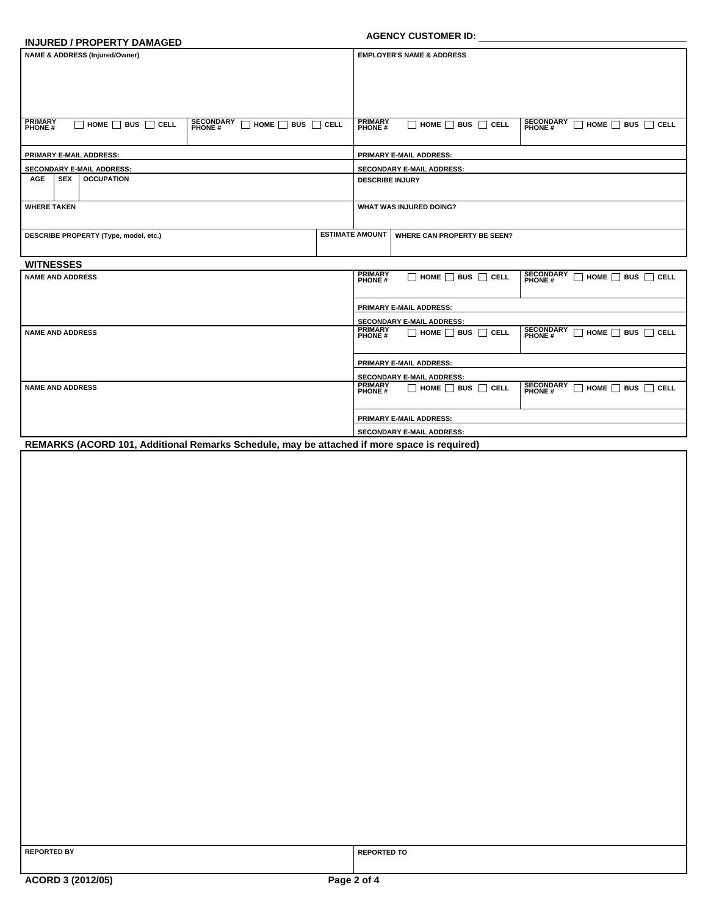**AGENCY CUSTOMER ID:**

## INJURED / PROPERTY DAMAGED

| NAME & ADDRESS (Injured/Owner) | | EMPLOYER'S NAME & ADDRESS | |
|---|---|---|---|
| | | | |
| PRIMARY PHONE # ☐ HOME ☐ BUS ☐ CELL | SECONDARY PHONE # ☐ HOME ☐ BUS ☐ CELL | PRIMARY PHONE # ☐ HOME ☐ BUS ☐ CELL | SECONDARY PHONE # ☐ HOME ☐ BUS ☐ CELL |
| PRIMARY E-MAIL ADDRESS: | | PRIMARY E-MAIL ADDRESS: | |
| SECONDARY E-MAIL ADDRESS: | | SECONDARY E-MAIL ADDRESS: | |

| AGE | SEX | OCCUPATION | DESCRIBE INJURY |
|---|---|---|---|
| | | | |

| WHERE TAKEN | WHAT WAS INJURED DOING? |
|---|---|
| | |

| DESCRIBE PROPERTY (Type, model, etc.) | ESTIMATE AMOUNT | WHERE CAN PROPERTY BE SEEN? |
|---|---|---|
| | | |

## WITNESSES

| NAME AND ADDRESS | PRIMARY PHONE # ☐ HOME ☐ BUS ☐ CELL | SECONDARY PHONE # ☐ HOME ☐ BUS ☐ CELL |
|---|---|---|
| | PRIMARY E-MAIL ADDRESS: | |
| | SECONDARY E-MAIL ADDRESS: | |
| NAME AND ADDRESS | PRIMARY PHONE # ☐ HOME ☐ BUS ☐ CELL | SECONDARY PHONE # ☐ HOME ☐ BUS ☐ CELL |
| | PRIMARY E-MAIL ADDRESS: | |
| | SECONDARY E-MAIL ADDRESS: | |
| NAME AND ADDRESS | PRIMARY PHONE # ☐ HOME ☐ BUS ☐ CELL | SECONDARY PHONE # ☐ HOME ☐ BUS ☐ CELL |
| | PRIMARY E-MAIL ADDRESS: | |
| | SECONDARY E-MAIL ADDRESS: | |

## REMARKS (ACORD 101, Additional Remarks Schedule, may be attached if more space is required)

| REPORTED BY | REPORTED TO |
|---|---|
| | |

ACORD 3 (2012/05)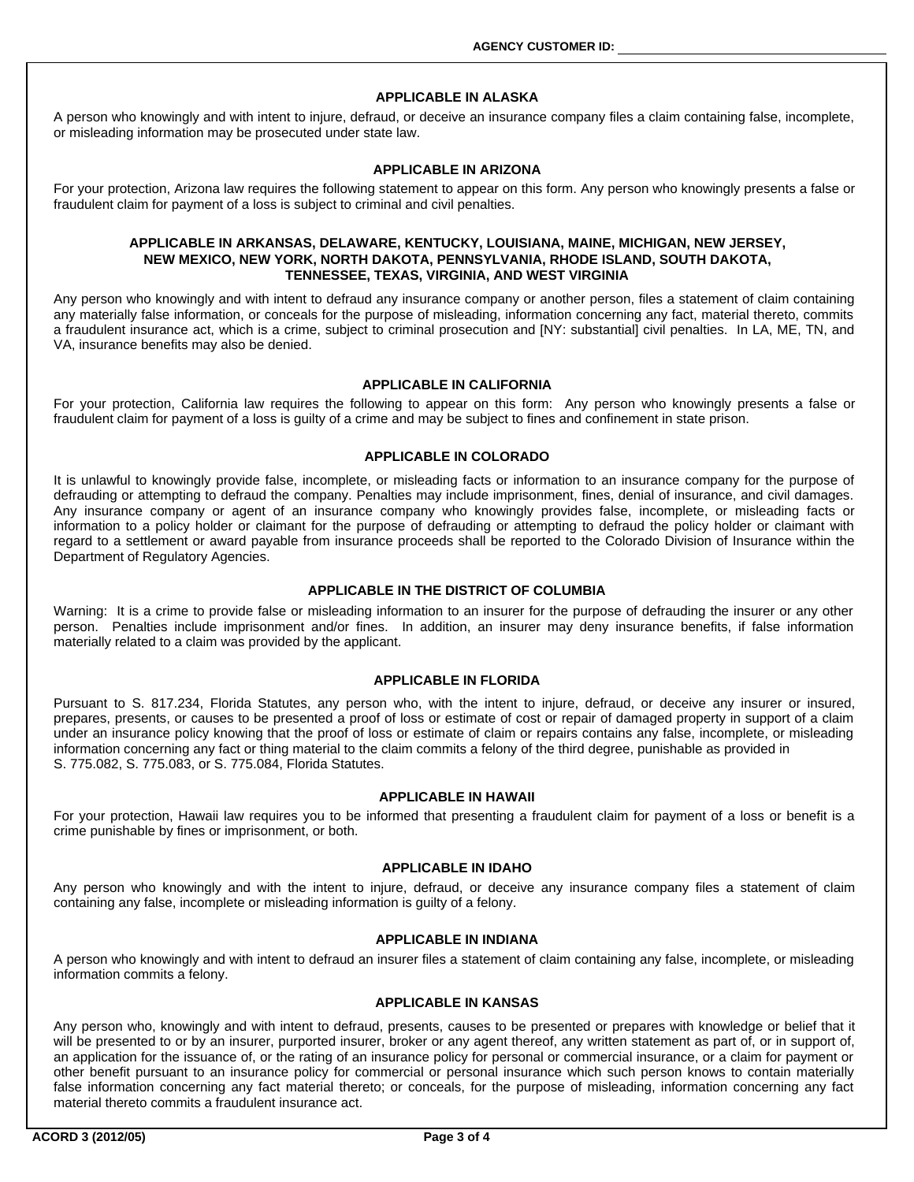AGENCY CUSTOMER ID:

### APPLICABLE IN ALASKA

A person who knowingly and with intent to injure, defraud, or deceive an insurance company files a claim containing false, incomplete, or misleading information may be prosecuted under state law.

### APPLICABLE IN ARIZONA

For your protection, Arizona law requires the following statement to appear on this form. Any person who knowingly presents a false or fraudulent claim for payment of a loss is subject to criminal and civil penalties.

### APPLICABLE IN ARKANSAS, DELAWARE, KENTUCKY, LOUISIANA, MAINE, MICHIGAN, NEW JERSEY, NEW MEXICO, NEW YORK, NORTH DAKOTA, PENNSYLVANIA, RHODE ISLAND, SOUTH DAKOTA, TENNESSEE, TEXAS, VIRGINIA, AND WEST VIRGINIA

Any person who knowingly and with intent to defraud any insurance company or another person, files a statement of claim containing any materially false information, or conceals for the purpose of misleading, information concerning any fact, material thereto, commits a fraudulent insurance act, which is a crime, subject to criminal prosecution and [NY: substantial] civil penalties. In LA, ME, TN, and VA, insurance benefits may also be denied.

### APPLICABLE IN CALIFORNIA

For your protection, California law requires the following to appear on this form: Any person who knowingly presents a false or fraudulent claim for payment of a loss is guilty of a crime and may be subject to fines and confinement in state prison.

### APPLICABLE IN COLORADO

It is unlawful to knowingly provide false, incomplete, or misleading facts or information to an insurance company for the purpose of defrauding or attempting to defraud the company. Penalties may include imprisonment, fines, denial of insurance, and civil damages. Any insurance company or agent of an insurance company who knowingly provides false, incomplete, or misleading facts or information to a policy holder or claimant for the purpose of defrauding or attempting to defraud the policy holder or claimant with regard to a settlement or award payable from insurance proceeds shall be reported to the Colorado Division of Insurance within the Department of Regulatory Agencies.

### APPLICABLE IN THE DISTRICT OF COLUMBIA

Warning: It is a crime to provide false or misleading information to an insurer for the purpose of defrauding the insurer or any other person. Penalties include imprisonment and/or fines. In addition, an insurer may deny insurance benefits, if false information materially related to a claim was provided by the applicant.

### APPLICABLE IN FLORIDA

Pursuant to S. 817.234, Florida Statutes, any person who, with the intent to injure, defraud, or deceive any insurer or insured, prepares, presents, or causes to be presented a proof of loss or estimate of cost or repair of damaged property in support of a claim under an insurance policy knowing that the proof of loss or estimate of claim or repairs contains any false, incomplete, or misleading information concerning any fact or thing material to the claim commits a felony of the third degree, punishable as provided in S. 775.082, S. 775.083, or S. 775.084, Florida Statutes.

### APPLICABLE IN HAWAII

For your protection, Hawaii law requires you to be informed that presenting a fraudulent claim for payment of a loss or benefit is a crime punishable by fines or imprisonment, or both.

### APPLICABLE IN IDAHO

Any person who knowingly and with the intent to injure, defraud, or deceive any insurance company files a statement of claim containing any false, incomplete or misleading information is guilty of a felony.

### APPLICABLE IN INDIANA

A person who knowingly and with intent to defraud an insurer files a statement of claim containing any false, incomplete, or misleading information commits a felony.

### APPLICABLE IN KANSAS

Any person who, knowingly and with intent to defraud, presents, causes to be presented or prepares with knowledge or belief that it will be presented to or by an insurer, purported insurer, broker or any agent thereof, any written statement as part of, or in support of, an application for the issuance of, or the rating of an insurance policy for personal or commercial insurance, or a claim for payment or other benefit pursuant to an insurance policy for commercial or personal insurance which such person knows to contain materially false information concerning any fact material thereto; or conceals, for the purpose of misleading, information concerning any fact material thereto commits a fraudulent insurance act.

ACORD 3 (2012/05)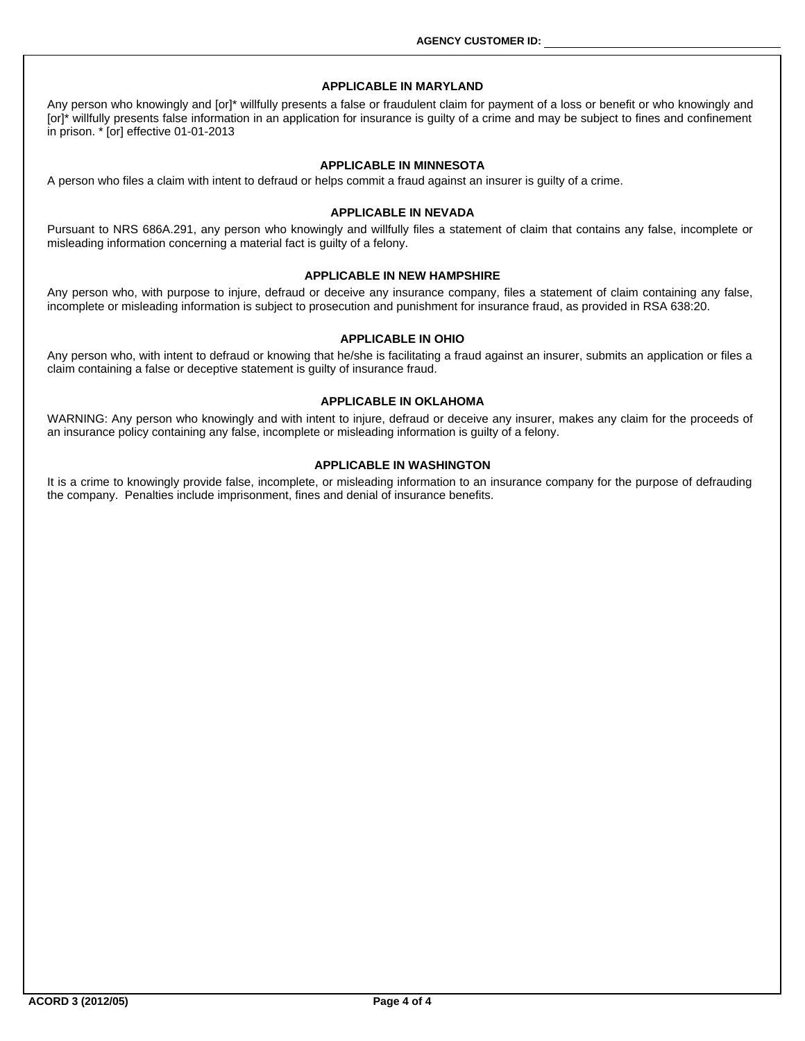AGENCY CUSTOMER ID: \_\_\_\_\_\_\_\_\_\_\_\_\_\_\_\_\_\_\_\_

### APPLICABLE IN MARYLAND

Any person who knowingly and [or]* willfully presents a false or fraudulent claim for payment of a loss or benefit or who knowingly and [or]* willfully presents false information in an application for insurance is guilty of a crime and may be subject to fines and confinement in prison. * [or] effective 01-01-2013

### APPLICABLE IN MINNESOTA

A person who files a claim with intent to defraud or helps commit a fraud against an insurer is guilty of a crime.

### APPLICABLE IN NEVADA

Pursuant to NRS 686A.291, any person who knowingly and willfully files a statement of claim that contains any false, incomplete or misleading information concerning a material fact is guilty of a felony.

### APPLICABLE IN NEW HAMPSHIRE

Any person who, with purpose to injure, defraud or deceive any insurance company, files a statement of claim containing any false, incomplete or misleading information is subject to prosecution and punishment for insurance fraud, as provided in RSA 638:20.

### APPLICABLE IN OHIO

Any person who, with intent to defraud or knowing that he/she is facilitating a fraud against an insurer, submits an application or files a claim containing a false or deceptive statement is guilty of insurance fraud.

### APPLICABLE IN OKLAHOMA

WARNING: Any person who knowingly and with intent to injure, defraud or deceive any insurer, makes any claim for the proceeds of an insurance policy containing any false, incomplete or misleading information is guilty of a felony.

### APPLICABLE IN WASHINGTON

It is a crime to knowingly provide false, incomplete, or misleading information to an insurance company for the purpose of defrauding the company. Penalties include imprisonment, fines and denial of insurance benefits.

ACORD 3 (2012/05)